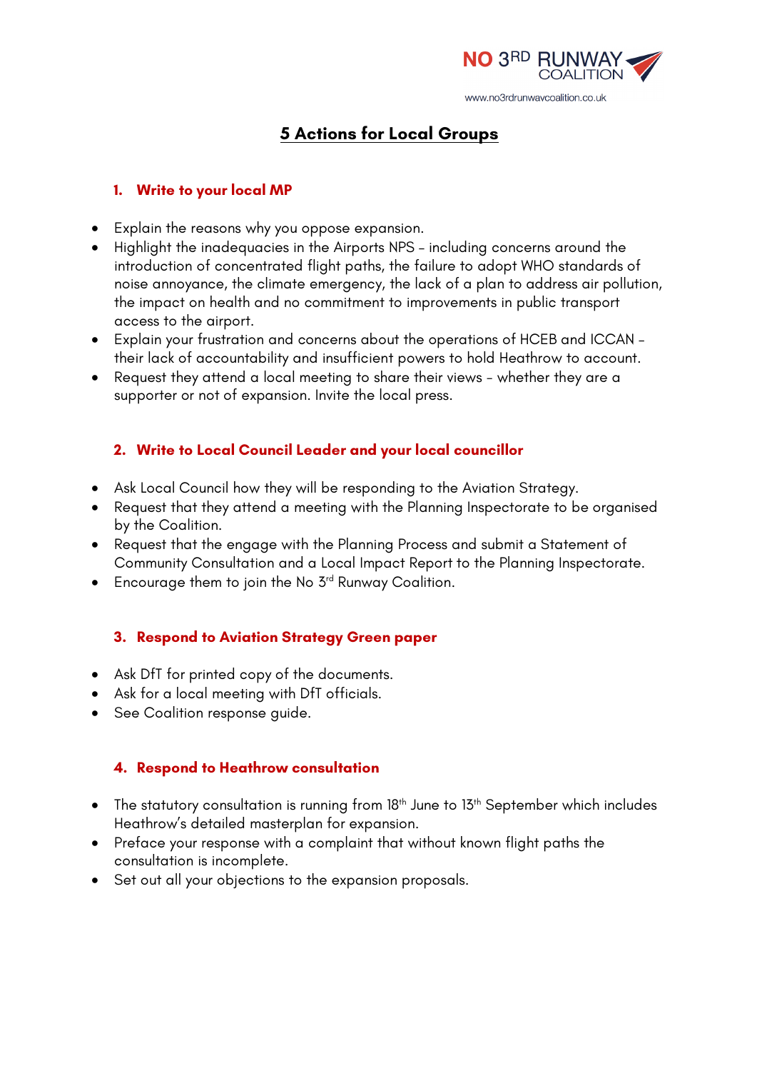NO 3RD RUNWAY COALITION

www.no3rdrunwaycoalition.co.uk

# 5 Actions for Local Groups

## 1. Write to your local MP

- Explain the reasons why you oppose expansion.
- Highlight the inadequacies in the Airports NPS – including concerns around the introduction of concentrated flight paths, the failure to adopt WHO standards of noise annoyance, the climate emergency, the lack of a plan to address air pollution, the impact on health and no commitment to improvements in public transport access to the airport.
- Explain your frustration and concerns about the operations of HCEB and ICCAN – their lack of accountability and insufficient powers to hold Heathrow to account.
- Request they attend a local meeting to share their views – whether they are a supporter or not of expansion. Invite the local press.

## 2. Write to Local Council Leader and your local councillor

- Ask Local Council how they will be responding to the Aviation Strategy.
- Request that they attend a meeting with the Planning Inspectorate to be organised by the Coalition.
- Request that the engage with the Planning Process and submit a Statement of Community Consultation and a Local Impact Report to the Planning Inspectorate.
- Encourage them to join the No 3rd Runway Coalition.

## 3. Respond to Aviation Strategy Green paper

- Ask DfT for printed copy of the documents.
- Ask for a local meeting with DfT officials.
- See Coalition response guide.

## 4. Respond to Heathrow consultation

- The statutory consultation is running from 18th June to 13th September which includes Heathrow's detailed masterplan for expansion.
- Preface your response with a complaint that without known flight paths the consultation is incomplete.
- Set out all your objections to the expansion proposals.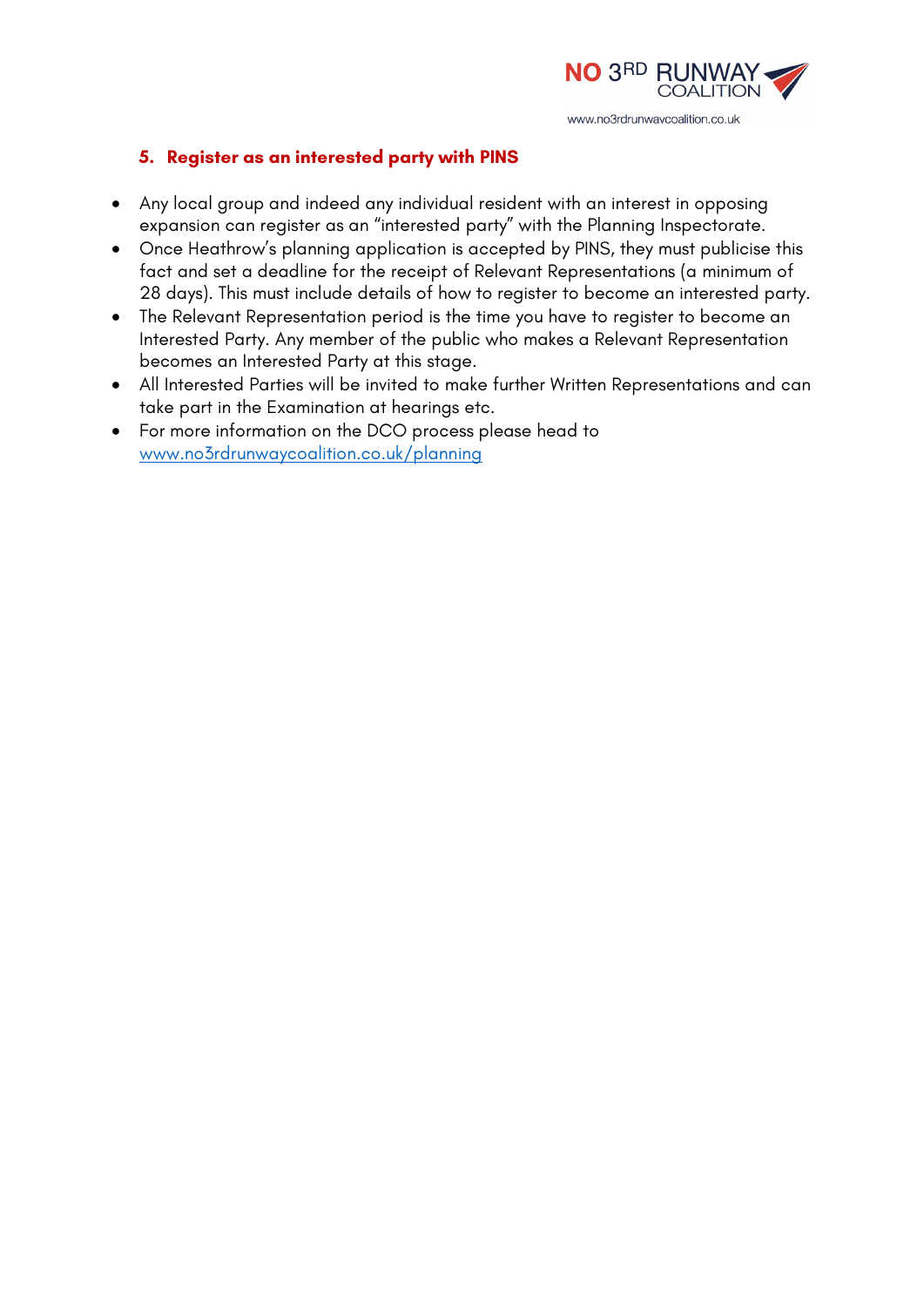### 5. Register as an interested party with PINS

- Any local group and indeed any individual resident with an interest in opposing expansion can register as an "interested party" with the Planning Inspectorate.
- Once Heathrow's planning application is accepted by PINS, they must publicise this fact and set a deadline for the receipt of Relevant Representations (a minimum of 28 days). This must include details of how to register to become an interested party.
- The Relevant Representation period is the time you have to register to become an Interested Party. Any member of the public who makes a Relevant Representation becomes an Interested Party at this stage.
- All Interested Parties will be invited to make further Written Representations and can take part in the Examination at hearings etc.
- For more information on the DCO process please head to [www.no3rdrunwaycoalition.co.uk/planning](http://www.no3rdrunwaycoalition.co.uk/planning)